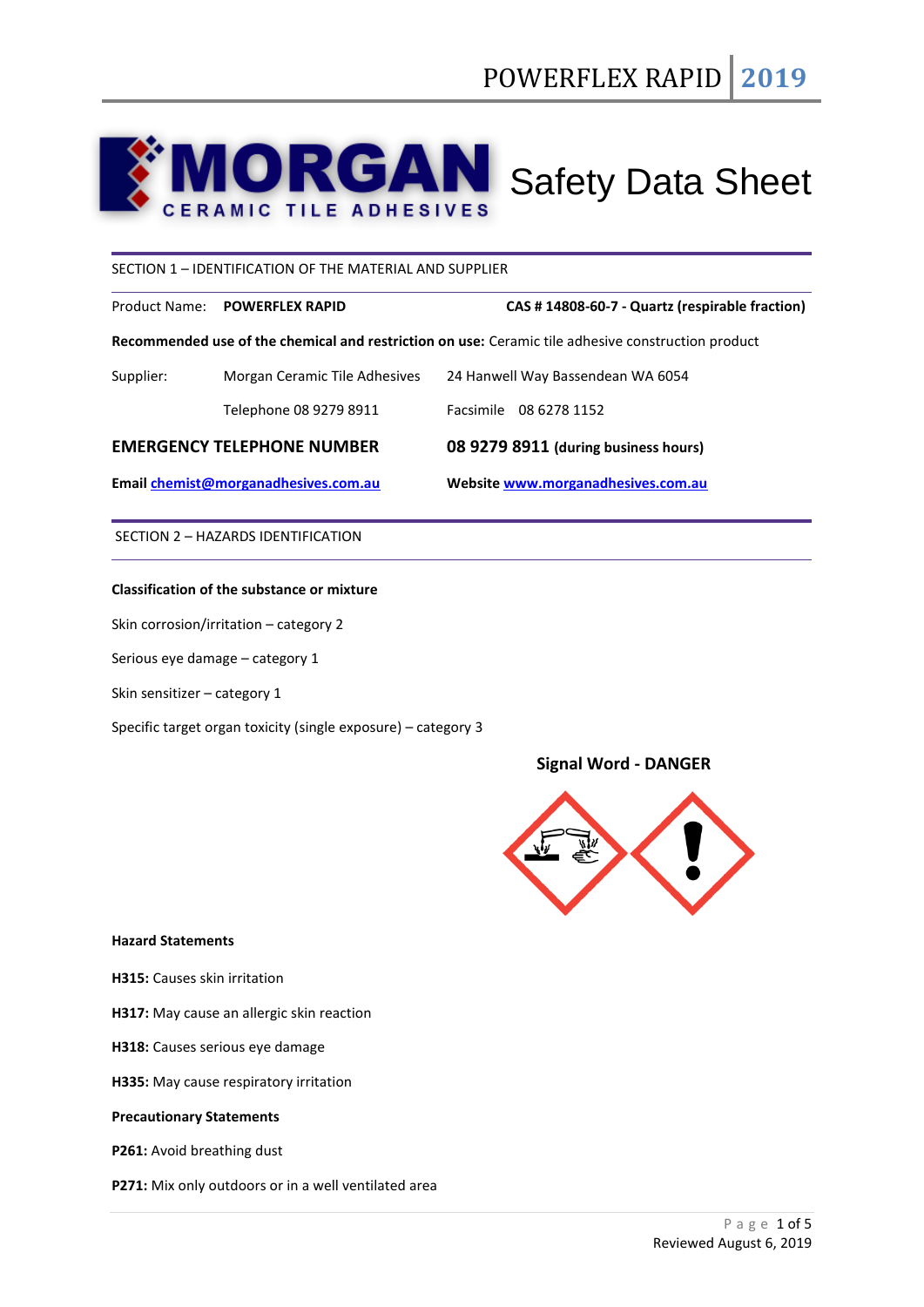# MORGAN CERAMIC TILE ADHESIVES Safety Data Sheet

## SECTION 1 – IDENTIFICATION OF THE MATERIAL AND SUPPLIER

Product Name: **POWERFLEX RAPID**

**CAS # 14808-60-7 - Quartz (respirable fraction)**

**Recommended use of the chemical and restriction on use:** Ceramic tile adhesive construction product

| | | |
|---|---|---|
| Supplier: | Morgan Ceramic Tile Adhesives | 24 Hanwell Way Bassendean WA 6054 |
| | Telephone 08 9279 8911 | Facsimile 08 6278 1152 |

**EMERGENCY TELEPHONE NUMBER** **08 9279 8911 (during business hours)**

**Email** chemist@morganadhesives.com.au **Website** www.morganadhesives.com.au

## SECTION 2 – HAZARDS IDENTIFICATION

**Classification of the substance or mixture**

Skin corrosion/irritation – category 2

Serious eye damage – category 1

Skin sensitizer – category 1

Specific target organ toxicity (single exposure) – category 3

**Signal Word - DANGER**

**Hazard Statements**

**H315:** Causes skin irritation

**H317:** May cause an allergic skin reaction

**H318:** Causes serious eye damage

**H335:** May cause respiratory irritation

**Precautionary Statements**

**P261:** Avoid breathing dust

**P271:** Mix only outdoors or in a well ventilated area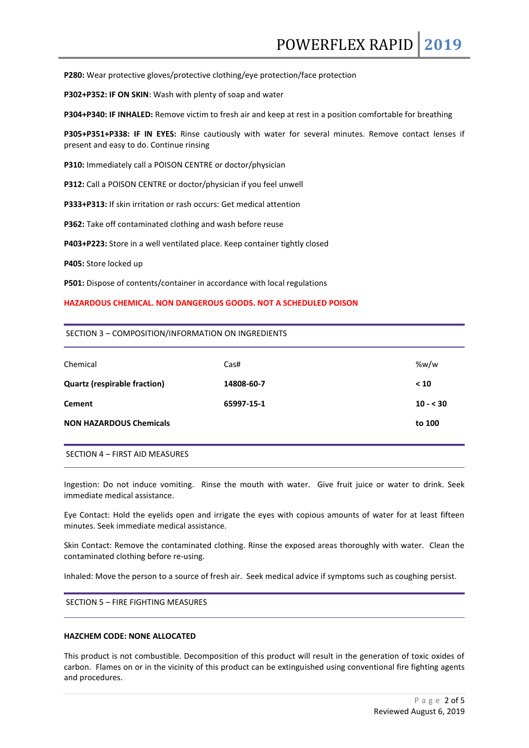**P280:** Wear protective gloves/protective clothing/eye protection/face protection

**P302+P352: IF ON SKIN**: Wash with plenty of soap and water

**P304+P340: IF INHALED:** Remove victim to fresh air and keep at rest in a position comfortable for breathing

**P305+P351+P338: IF IN EYES:** Rinse cautiously with water for several minutes. Remove contact lenses if present and easy to do. Continue rinsing

**P310:** Immediately call a POISON CENTRE or doctor/physician

**P312:** Call a POISON CENTRE or doctor/physician if you feel unwell

**P333+P313:** If skin irritation or rash occurs: Get medical attention

**P362:** Take off contaminated clothing and wash before reuse

**P403+P223:** Store in a well ventilated place. Keep container tightly closed

**P405:** Store locked up

**P501:** Dispose of contents/container in accordance with local regulations

**HAZARDOUS CHEMICAL. NON DANGEROUS GOODS. NOT A SCHEDULED POISON**

## SECTION 3 – COMPOSITION/INFORMATION ON INGREDIENTS

| Chemical | Cas# | %w/w |
|---|---|---|
| **Quartz (respirable fraction)** | **14808-60-7** | **< 10** |
| **Cement** | **65997-15-1** | **10 - < 30** |
| **NON HAZARDOUS Chemicals** | | **to 100** |

## SECTION 4 – FIRST AID MEASURES

Ingestion: Do not induce vomiting. Rinse the mouth with water. Give fruit juice or water to drink. Seek immediate medical assistance.

Eye Contact: Hold the eyelids open and irrigate the eyes with copious amounts of water for at least fifteen minutes. Seek immediate medical assistance.

Skin Contact: Remove the contaminated clothing. Rinse the exposed areas thoroughly with water. Clean the contaminated clothing before re-using.

Inhaled: Move the person to a source of fresh air. Seek medical advice if symptoms such as coughing persist.

## SECTION 5 – FIRE FIGHTING MEASURES

**HAZCHEM CODE: NONE ALLOCATED**

This product is not combustible. Decomposition of this product will result in the generation of toxic oxides of carbon. Flames on or in the vicinity of this product can be extinguished using conventional fire fighting agents and procedures.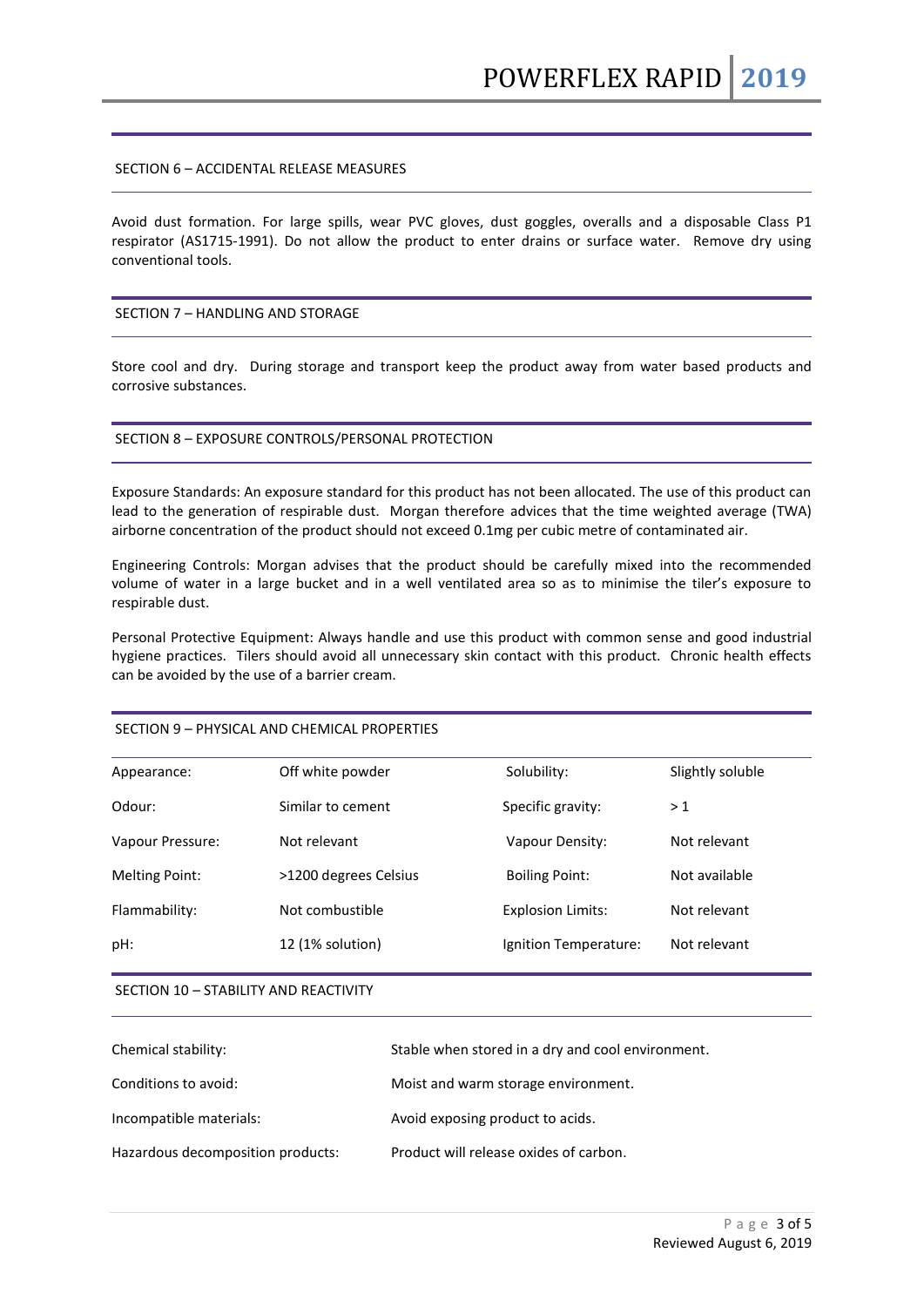## SECTION 6 – ACCIDENTAL RELEASE MEASURES

Avoid dust formation. For large spills, wear PVC gloves, dust goggles, overalls and a disposable Class P1 respirator (AS1715-1991). Do not allow the product to enter drains or surface water. Remove dry using conventional tools.

## SECTION 7 – HANDLING AND STORAGE

Store cool and dry. During storage and transport keep the product away from water based products and corrosive substances.

## SECTION 8 – EXPOSURE CONTROLS/PERSONAL PROTECTION

Exposure Standards: An exposure standard for this product has not been allocated. The use of this product can lead to the generation of respirable dust. Morgan therefore advices that the time weighted average (TWA) airborne concentration of the product should not exceed 0.1mg per cubic metre of contaminated air.

Engineering Controls: Morgan advises that the product should be carefully mixed into the recommended volume of water in a large bucket and in a well ventilated area so as to minimise the tiler's exposure to respirable dust.

Personal Protective Equipment: Always handle and use this product with common sense and good industrial hygiene practices. Tilers should avoid all unnecessary skin contact with this product. Chronic health effects can be avoided by the use of a barrier cream.

## SECTION 9 – PHYSICAL AND CHEMICAL PROPERTIES

| | | | |
|---|---|---|---|
| Appearance: | Off white powder | Solubility: | Slightly soluble |
| Odour: | Similar to cement | Specific gravity: | > 1 |
| Vapour Pressure: | Not relevant | Vapour Density: | Not relevant |
| Melting Point: | >1200 degrees Celsius | Boiling Point: | Not available |
| Flammability: | Not combustible | Explosion Limits: | Not relevant |
| pH: | 12 (1% solution) | Ignition Temperature: | Not relevant |

## SECTION 10 – STABILITY AND REACTIVITY

| | |
|---|---|
| Chemical stability: | Stable when stored in a dry and cool environment. |
| Conditions to avoid: | Moist and warm storage environment. |
| Incompatible materials: | Avoid exposing product to acids. |
| Hazardous decomposition products: | Product will release oxides of carbon. |

Reviewed August 6, 2019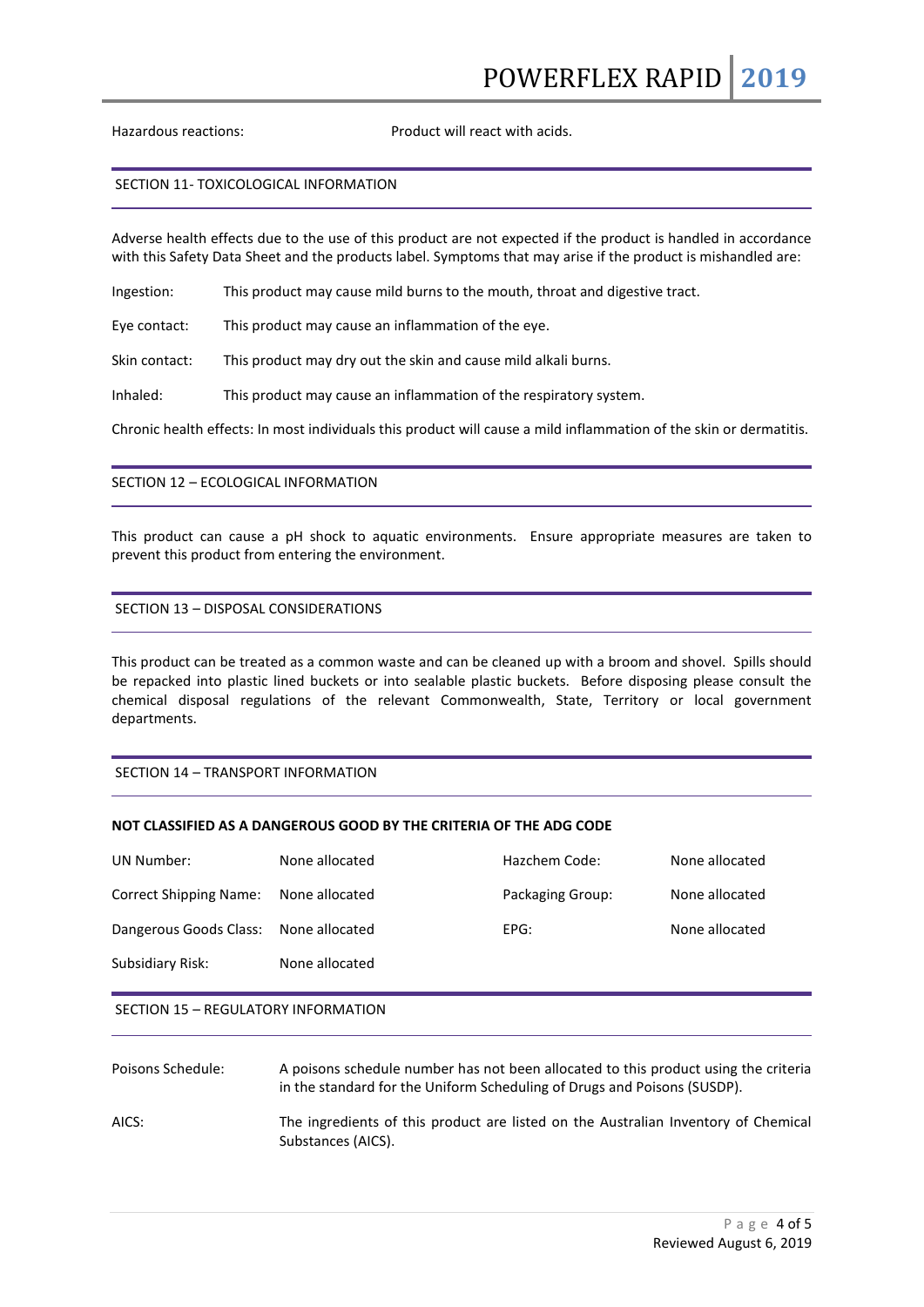| | |
|---|---|
| Hazardous reactions: | Product will react with acids. |

## SECTION 11- TOXICOLOGICAL INFORMATION

Adverse health effects due to the use of this product are not expected if the product is handled in accordance with this Safety Data Sheet and the products label. Symptoms that may arise if the product is mishandled are:

| | |
|---|---|
| Ingestion: | This product may cause mild burns to the mouth, throat and digestive tract. |
| Eye contact: | This product may cause an inflammation of the eye. |
| Skin contact: | This product may dry out the skin and cause mild alkali burns. |
| Inhaled: | This product may cause an inflammation of the respiratory system. |

Chronic health effects: In most individuals this product will cause a mild inflammation of the skin or dermatitis.

## SECTION 12 – ECOLOGICAL INFORMATION

This product can cause a pH shock to aquatic environments. Ensure appropriate measures are taken to prevent this product from entering the environment.

## SECTION 13 – DISPOSAL CONSIDERATIONS

This product can be treated as a common waste and can be cleaned up with a broom and shovel. Spills should be repacked into plastic lined buckets or into sealable plastic buckets. Before disposing please consult the chemical disposal regulations of the relevant Commonwealth, State, Territory or local government departments.

## SECTION 14 – TRANSPORT INFORMATION

**NOT CLASSIFIED AS A DANGEROUS GOOD BY THE CRITERIA OF THE ADG CODE**

| | | | |
|---|---|---|---|
| UN Number: | None allocated | Hazchem Code: | None allocated |
| Correct Shipping Name: | None allocated | Packaging Group: | None allocated |
| Dangerous Goods Class: | None allocated | EPG: | None allocated |
| Subsidiary Risk: | None allocated | | |

## SECTION 15 – REGULATORY INFORMATION

| | |
|---|---|
| Poisons Schedule: | A poisons schedule number has not been allocated to this product using the criteria in the standard for the Uniform Scheduling of Drugs and Poisons (SUSDP). |
| AICS: | The ingredients of this product are listed on the Australian Inventory of Chemical Substances (AICS). |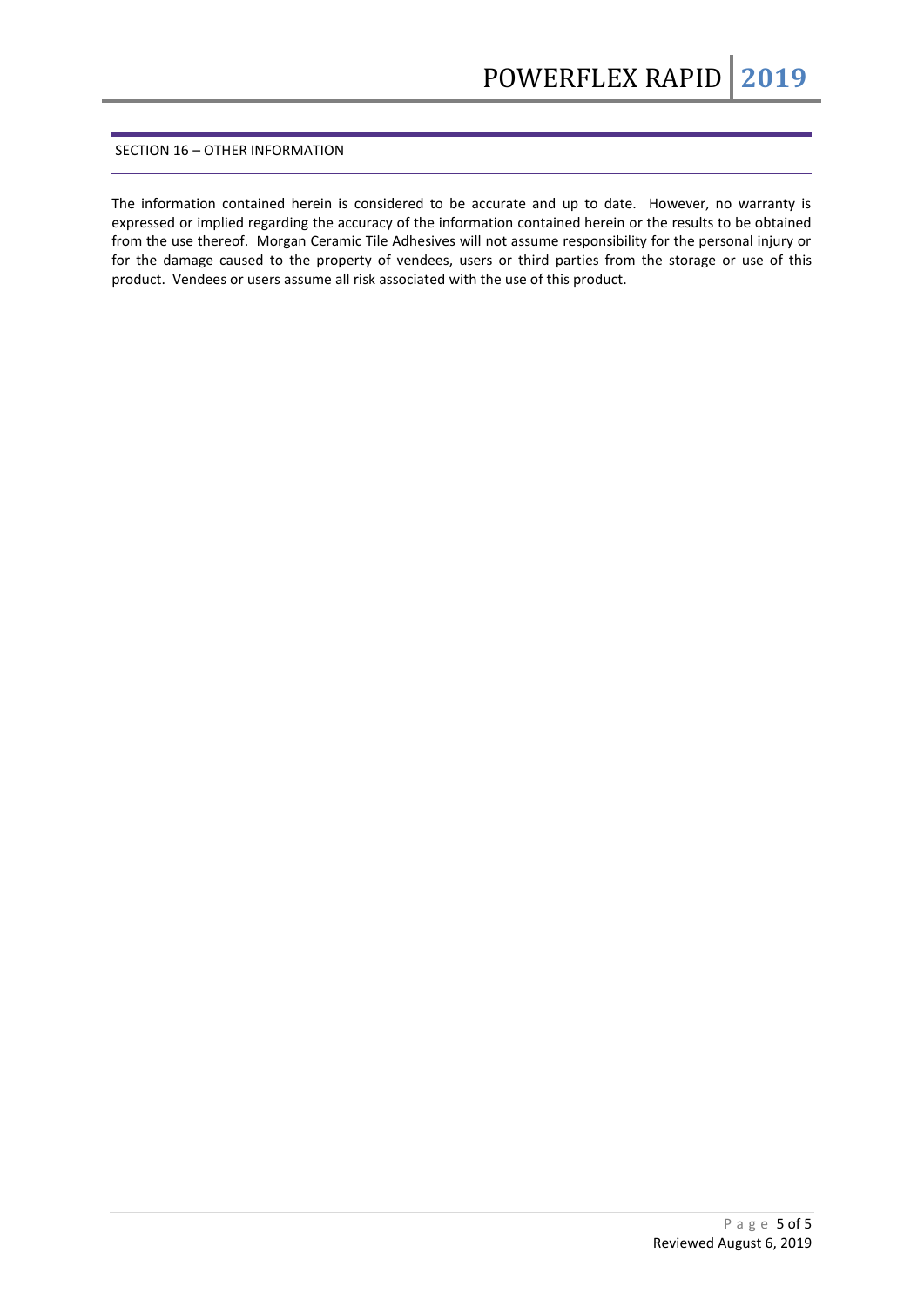## SECTION 16 – OTHER INFORMATION

The information contained herein is considered to be accurate and up to date. However, no warranty is expressed or implied regarding the accuracy of the information contained herein or the results to be obtained from the use thereof. Morgan Ceramic Tile Adhesives will not assume responsibility for the personal injury or for the damage caused to the property of vendees, users or third parties from the storage or use of this product. Vendees or users assume all risk associated with the use of this product.